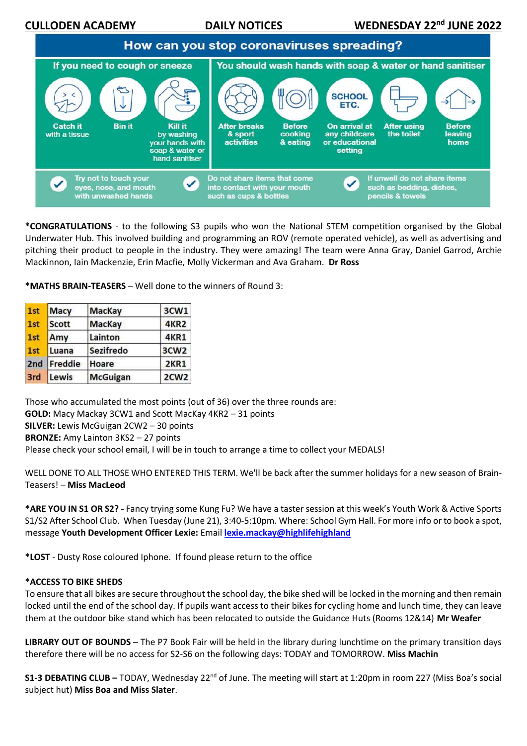**CULLODEN ACADEMY DAILY NOTICES WEDNESDAY 22nd JUNE 2022**

## How can you stop coronaviruses spreading?

**If you need to cough or sneeze**

- Catch it with a tissue
- Bin it
- Kill it by washing your hands with soap & water or hand sanitiser

**You should wash hands with soap & water or hand sanitiser**

- After breaks & sport activities
- Before cooking & eating
- On arrival at any childcare or educational setting
- After using the toilet
- Before leaving home

- Try not to touch your eyes, nose, and mouth with unwashed hands
- Do not share items that come into contact with your mouth such as cups & bottles
- If unwell do not share items such as bedding, dishes, pencils & towels

**\*CONGRATULATIONS** - to the following S3 pupils who won the National STEM competition organised by the Global Underwater Hub. This involved building and programming an ROV (remote operated vehicle), as well as advertising and pitching their product to people in the industry. They were amazing! The team were Anna Gray, Daniel Garrod, Archie Mackinnon, Iain Mackenzie, Erin Macfie, Molly Vickerman and Ava Graham. **Dr Ross**

**\*MATHS BRAIN-TEASERS** – Well done to the winners of Round 3:

| | | | |
|---|---|---|---|
| 1st | Macy | MacKay | 3CW1 |
| 1st | Scott | MacKay | 4KR2 |
| 1st | Amy | Lainton | 4KR1 |
| 1st | Luana | Sezifredo | 3CW2 |
| 2nd | Freddie | Hoare | 2KR1 |
| 3rd | Lewis | McGuigan | 2CW2 |

Those who accumulated the most points (out of 36) over the three rounds are:
**GOLD:** Macy Mackay 3CW1 and Scott MacKay 4KR2 – 31 points
**SILVER:** Lewis McGuigan 2CW2 – 30 points
**BRONZE:** Amy Lainton 3KS2 – 27 points
Please check your school email, I will be in touch to arrange a time to collect your MEDALS!

WELL DONE TO ALL THOSE WHO ENTERED THIS TERM. We'll be back after the summer holidays for a new season of Brain-Teasers! – **Miss MacLeod**

**\*ARE YOU IN S1 OR S2? -** Fancy trying some Kung Fu? We have a taster session at this week's Youth Work & Active Sports S1/S2 After School Club. When Tuesday (June 21), 3:40-5:10pm. Where: School Gym Hall. For more info or to book a spot, message **Youth Development Officer Lexie:** Email **lexie.mackay@highlifehighland**

**\*LOST** - Dusty Rose coloured Iphone. If found please return to the office

**\*ACCESS TO BIKE SHEDS**
To ensure that all bikes are secure throughout the school day, the bike shed will be locked in the morning and then remain locked until the end of the school day. If pupils want access to their bikes for cycling home and lunch time, they can leave them at the outdoor bike stand which has been relocated to outside the Guidance Huts (Rooms 12&14) **Mr Weafer**

**LIBRARY OUT OF BOUNDS** – The P7 Book Fair will be held in the library during lunchtime on the primary transition days therefore there will be no access for S2-S6 on the following days: TODAY and TOMORROW. **Miss Machin**

**S1-3 DEBATING CLUB –** TODAY, Wednesday 22nd of June. The meeting will start at 1:20pm in room 227 (Miss Boa's social subject hut) **Miss Boa and Miss Slater**.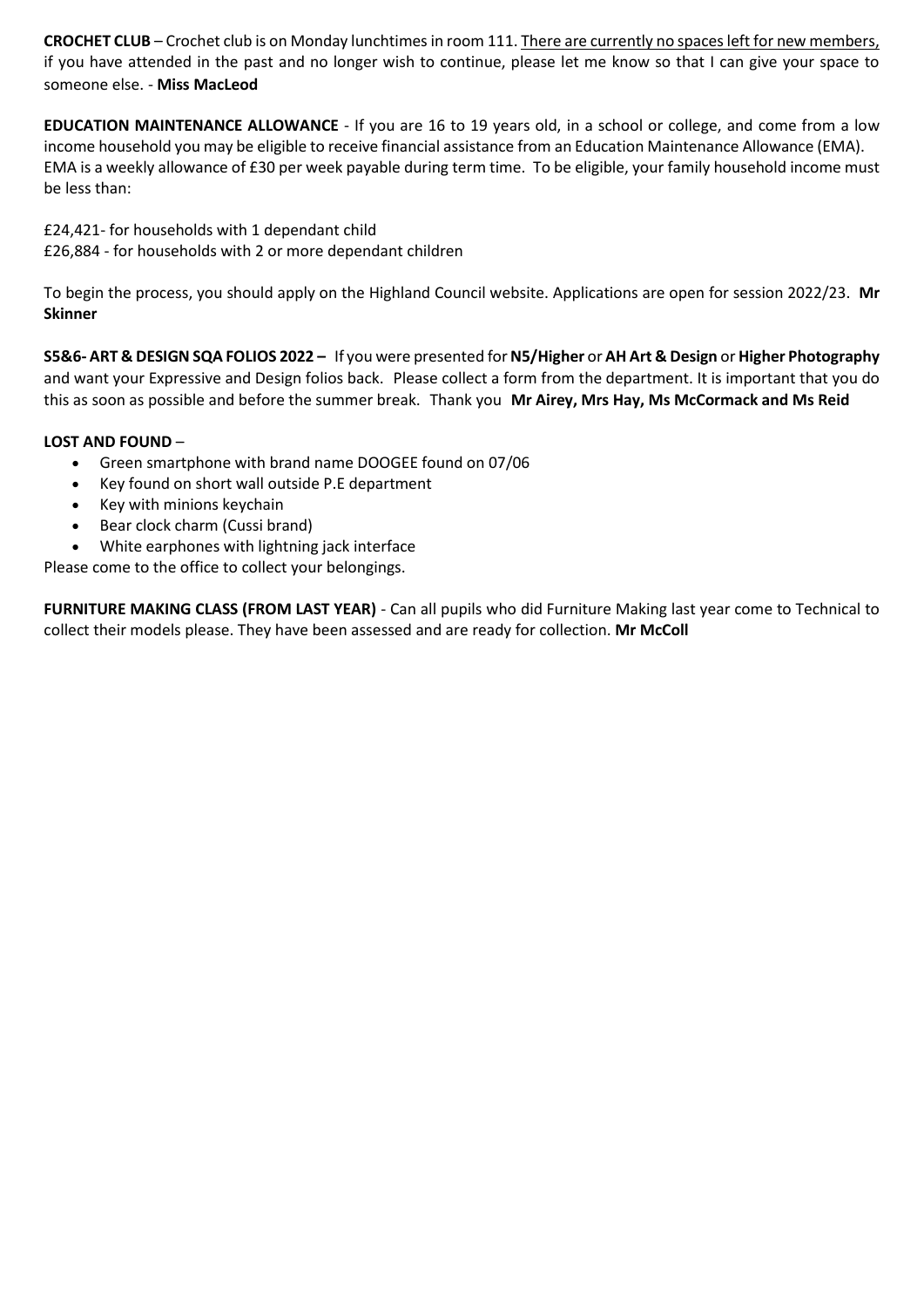**CROCHET CLUB** – Crochet club is on Monday lunchtimes in room 111. There are currently no spaces left for new members, if you have attended in the past and no longer wish to continue, please let me know so that I can give your space to someone else. - **Miss MacLeod**

**EDUCATION MAINTENANCE ALLOWANCE** - If you are 16 to 19 years old, in a school or college, and come from a low income household you may be eligible to receive financial assistance from an Education Maintenance Allowance (EMA). EMA is a weekly allowance of £30 per week payable during term time. To be eligible, your family household income must be less than:

£24,421- for households with 1 dependant child
£26,884 - for households with 2 or more dependant children

To begin the process, you should apply on the Highland Council website. Applications are open for session 2022/23. **Mr Skinner**

**S5&6- ART & DESIGN SQA FOLIOS 2022 –** If you were presented for **N5/Higher** or **AH Art & Design** or **Higher Photography** and want your Expressive and Design folios back. Please collect a form from the department. It is important that you do this as soon as possible and before the summer break. Thank you **Mr Airey, Mrs Hay, Ms McCormack and Ms Reid**

**LOST AND FOUND** –

- Green smartphone with brand name DOOGEE found on 07/06
- Key found on short wall outside P.E department
- Key with minions keychain
- Bear clock charm (Cussi brand)
- White earphones with lightning jack interface

Please come to the office to collect your belongings.

**FURNITURE MAKING CLASS (FROM LAST YEAR)** - Can all pupils who did Furniture Making last year come to Technical to collect their models please. They have been assessed and are ready for collection. **Mr McColl**